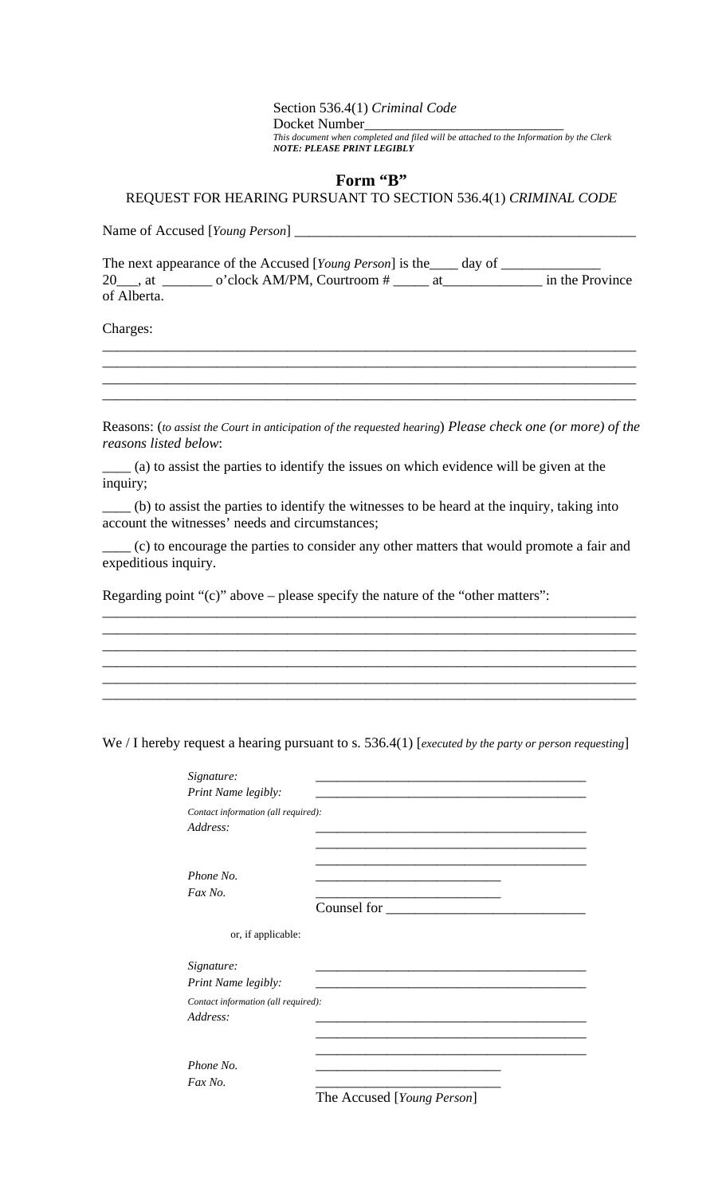Section 536.4(1) *Criminal Code*

Docket Number_____________________________

*This document when completed and filed will be attached to the Information by the Clerk*

***NOTE: PLEASE PRINT LEGIBLY***

## Form "B"

REQUEST FOR HEARING PURSUANT TO SECTION 536.4(1) *CRIMINAL CODE*

Name of Accused [*Young Person*] __________________________________________________

The next appearance of the Accused [*Young Person*] is the____ day of ______________ 20___, at _______ o'clock AM/PM, Courtroom # _____ at______________ in the Province of Alberta.

Charges:

______________________________________________________________________________
______________________________________________________________________________
______________________________________________________________________________
______________________________________________________________________________

Reasons: (*to assist the Court in anticipation of the requested hearing*) *Please check one (or more) of the reasons listed below*:

____ (a) to assist the parties to identify the issues on which evidence will be given at the inquiry;

____ (b) to assist the parties to identify the witnesses to be heard at the inquiry, taking into account the witnesses' needs and circumstances;

____ (c) to encourage the parties to consider any other matters that would promote a fair and expeditious inquiry.

Regarding point "(c)" above – please specify the nature of the "other matters":

______________________________________________________________________________
______________________________________________________________________________
______________________________________________________________________________
______________________________________________________________________________
______________________________________________________________________________
______________________________________________________________________________

We / I hereby request a hearing pursuant to s. 536.4(1) [*executed by the party or person requesting*]

*Signature:* __________________________________________

*Print Name legibly:* __________________________________________

*Contact information (all required):*

*Address:* __________________________________________
__________________________________________
__________________________________________

*Phone No.* ____________________________

*Fax No.* ____________________________

Counsel for ____________________________

or, if applicable:

*Signature:* __________________________________________

*Print Name legibly:* __________________________________________

*Contact information (all required):*

*Address:* __________________________________________
__________________________________________
__________________________________________

*Phone No.* ____________________________

*Fax No.* ____________________________

The Accused [*Young Person*]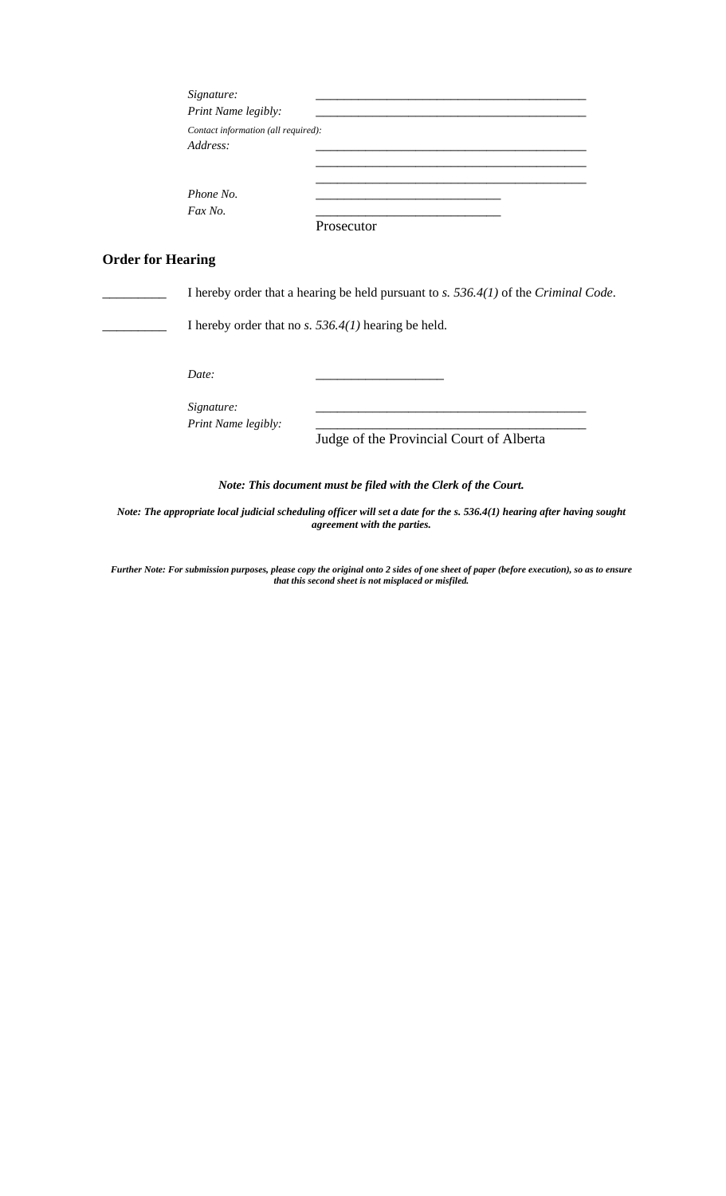*Signature:* \_\_\_\_\_\_\_\_\_\_\_\_\_\_\_\_\_\_\_\_\_\_\_\_\_\_\_\_\_\_\_\_\_\_\_\_\_\_\_\_\_\_

*Print Name legibly:* \_\_\_\_\_\_\_\_\_\_\_\_\_\_\_\_\_\_\_\_\_\_\_\_\_\_\_\_\_\_\_\_\_\_\_\_\_\_\_\_\_\_

*Contact information (all required):*

*Address:* \_\_\_\_\_\_\_\_\_\_\_\_\_\_\_\_\_\_\_\_\_\_\_\_\_\_\_\_\_\_\_\_\_\_\_\_\_\_\_\_\_\_

\_\_\_\_\_\_\_\_\_\_\_\_\_\_\_\_\_\_\_\_\_\_\_\_\_\_\_\_\_\_\_\_\_\_\_\_\_\_\_\_\_\_

\_\_\_\_\_\_\_\_\_\_\_\_\_\_\_\_\_\_\_\_\_\_\_\_\_\_\_\_\_\_\_\_\_\_\_\_\_\_\_\_\_\_

*Phone No.* \_\_\_\_\_\_\_\_\_\_\_\_\_\_\_\_\_\_\_\_\_\_\_\_\_\_\_\_\_

*Fax No.* \_\_\_\_\_\_\_\_\_\_\_\_\_\_\_\_\_\_\_\_\_\_\_\_\_\_\_\_\_

Prosecutor

## Order for Hearing

\_\_\_\_\_\_\_\_\_\_ I hereby order that a hearing be held pursuant to *s. 536.4(1)* of the *Criminal Code*.

\_\_\_\_\_\_\_\_\_\_ I hereby order that no *s. 536.4(1)* hearing be held.

*Date:* \_\_\_\_\_\_\_\_\_\_\_\_\_\_\_\_\_\_\_\_

*Signature:* \_\_\_\_\_\_\_\_\_\_\_\_\_\_\_\_\_\_\_\_\_\_\_\_\_\_\_\_\_\_\_\_\_\_\_\_\_\_\_\_\_\_

*Print Name legibly:* \_\_\_\_\_\_\_\_\_\_\_\_\_\_\_\_\_\_\_\_\_\_\_\_\_\_\_\_\_\_\_\_\_\_\_\_\_\_\_\_\_\_

Judge of the Provincial Court of Alberta

***Note: This document must be filed with the Clerk of the Court.***

***Note: The appropriate local judicial scheduling officer will set a date for the s. 536.4(1) hearing after having sought agreement with the parties.***

***Further Note: For submission purposes, please copy the original onto 2 sides of one sheet of paper (before execution), so as to ensure that this second sheet is not misplaced or misfiled.***